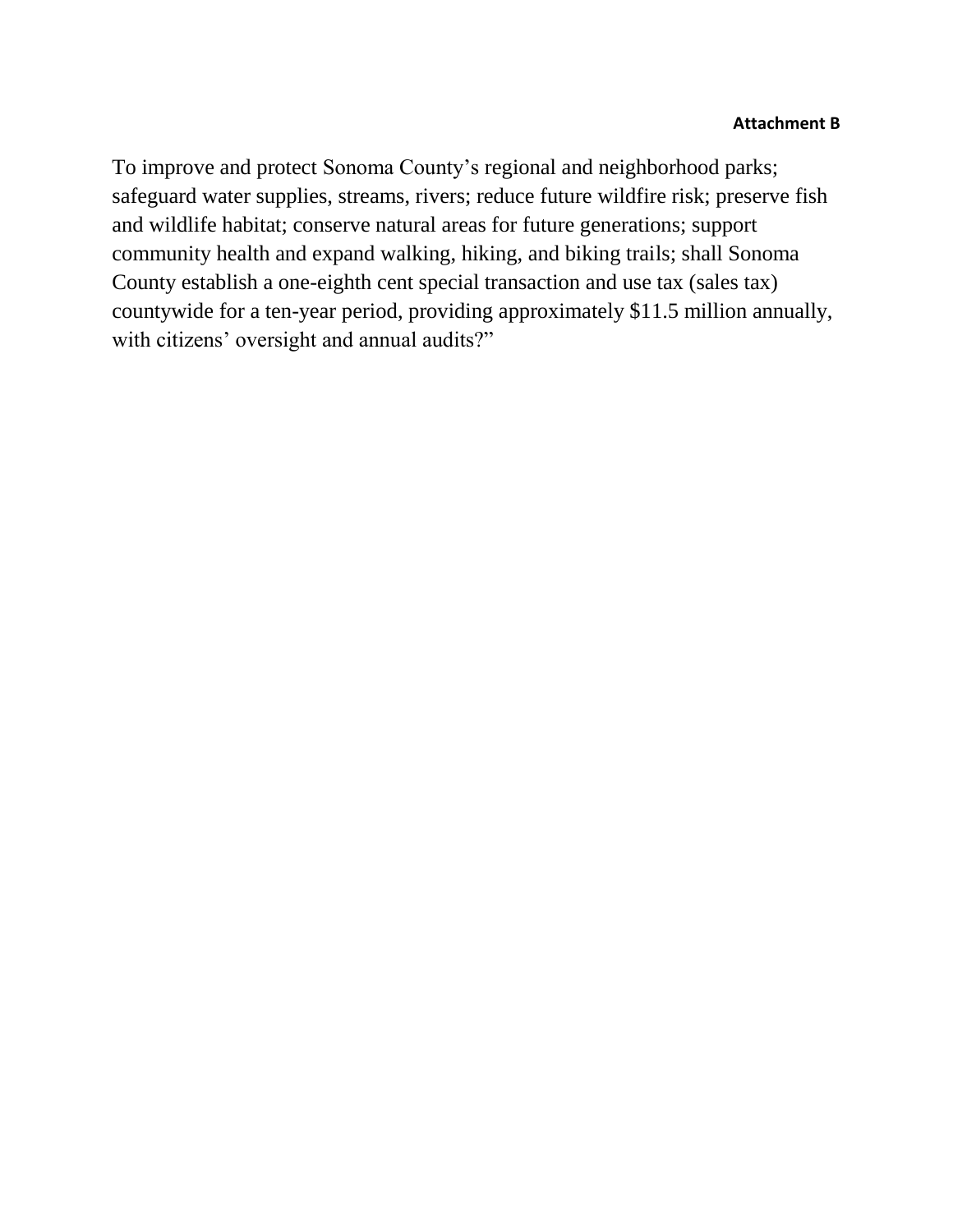**Attachment B**

To improve and protect Sonoma County's regional and neighborhood parks; safeguard water supplies, streams, rivers; reduce future wildfire risk; preserve fish and wildlife habitat; conserve natural areas for future generations; support community health and expand walking, hiking, and biking trails; shall Sonoma County establish a one-eighth cent special transaction and use tax (sales tax) countywide for a ten-year period, providing approximately $11.5 million annually, with citizens' oversight and annual audits?"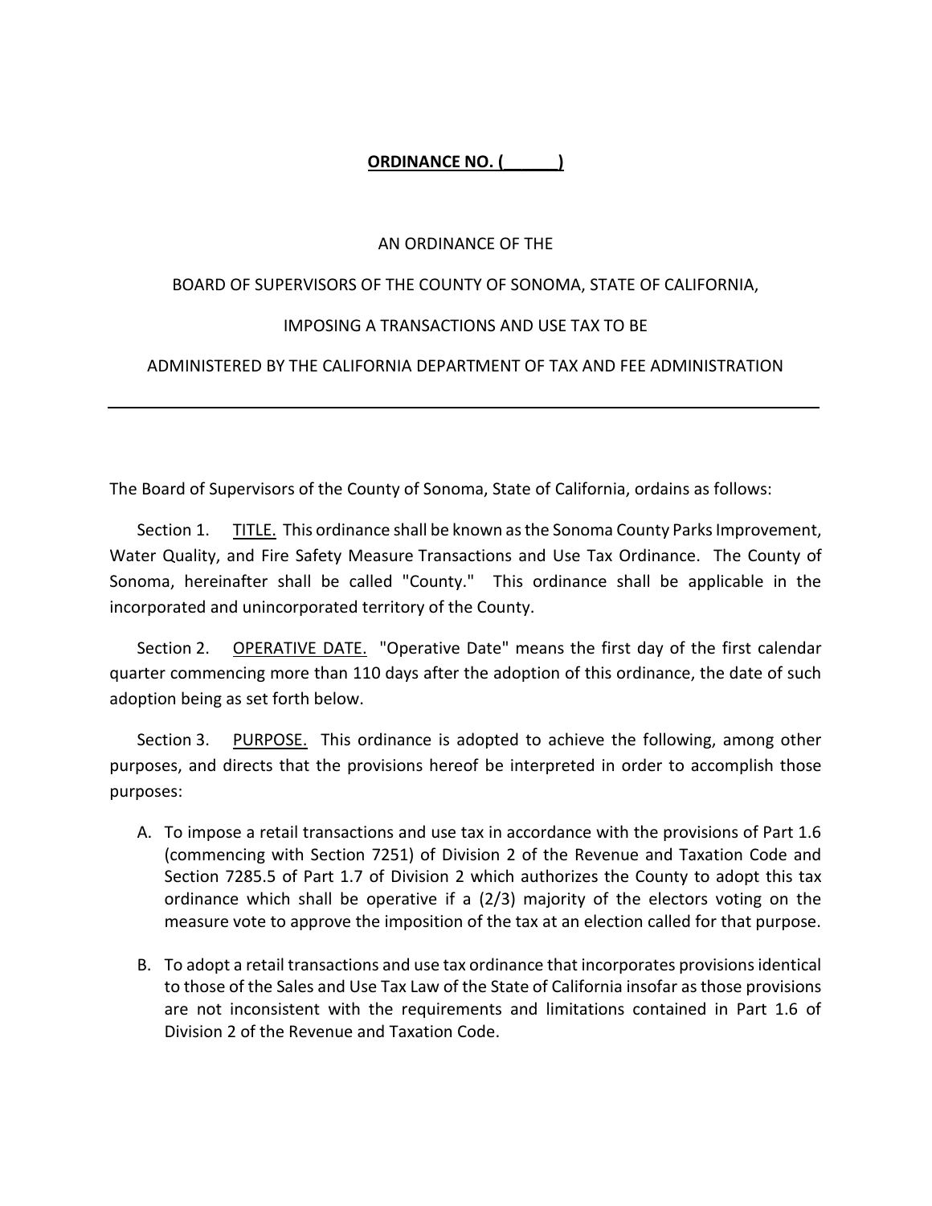**ORDINANCE NO. (\_\_\_\_\_\_)**

AN ORDINANCE OF THE

BOARD OF SUPERVISORS OF THE COUNTY OF SONOMA, STATE OF CALIFORNIA,

IMPOSING A TRANSACTIONS AND USE TAX TO BE

ADMINISTERED BY THE CALIFORNIA DEPARTMENT OF TAX AND FEE ADMINISTRATION

---

The Board of Supervisors of the County of Sonoma, State of California, ordains as follows:

Section 1. TITLE. This ordinance shall be known as the Sonoma County Parks Improvement, Water Quality, and Fire Safety Measure Transactions and Use Tax Ordinance. The County of Sonoma, hereinafter shall be called "County." This ordinance shall be applicable in the incorporated and unincorporated territory of the County.

Section 2. OPERATIVE DATE. "Operative Date" means the first day of the first calendar quarter commencing more than 110 days after the adoption of this ordinance, the date of such adoption being as set forth below.

Section 3. PURPOSE. This ordinance is adopted to achieve the following, among other purposes, and directs that the provisions hereof be interpreted in order to accomplish those purposes:

A. To impose a retail transactions and use tax in accordance with the provisions of Part 1.6 (commencing with Section 7251) of Division 2 of the Revenue and Taxation Code and Section 7285.5 of Part 1.7 of Division 2 which authorizes the County to adopt this tax ordinance which shall be operative if a (2/3) majority of the electors voting on the measure vote to approve the imposition of the tax at an election called for that purpose.

B. To adopt a retail transactions and use tax ordinance that incorporates provisions identical to those of the Sales and Use Tax Law of the State of California insofar as those provisions are not inconsistent with the requirements and limitations contained in Part 1.6 of Division 2 of the Revenue and Taxation Code.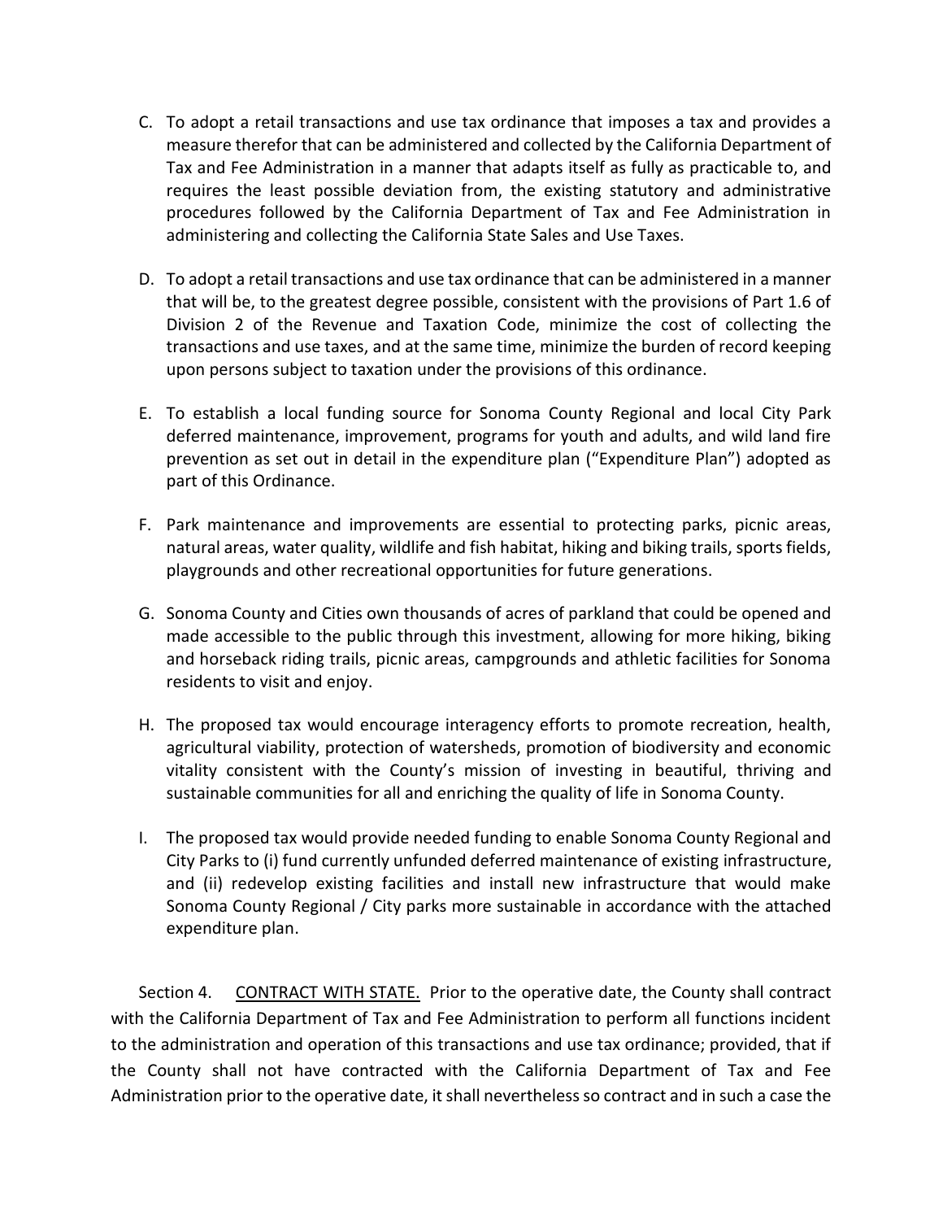C. To adopt a retail transactions and use tax ordinance that imposes a tax and provides a measure therefor that can be administered and collected by the California Department of Tax and Fee Administration in a manner that adapts itself as fully as practicable to, and requires the least possible deviation from, the existing statutory and administrative procedures followed by the California Department of Tax and Fee Administration in administering and collecting the California State Sales and Use Taxes.

D. To adopt a retail transactions and use tax ordinance that can be administered in a manner that will be, to the greatest degree possible, consistent with the provisions of Part 1.6 of Division 2 of the Revenue and Taxation Code, minimize the cost of collecting the transactions and use taxes, and at the same time, minimize the burden of record keeping upon persons subject to taxation under the provisions of this ordinance.

E. To establish a local funding source for Sonoma County Regional and local City Park deferred maintenance, improvement, programs for youth and adults, and wild land fire prevention as set out in detail in the expenditure plan ("Expenditure Plan") adopted as part of this Ordinance.

F. Park maintenance and improvements are essential to protecting parks, picnic areas, natural areas, water quality, wildlife and fish habitat, hiking and biking trails, sports fields, playgrounds and other recreational opportunities for future generations.

G. Sonoma County and Cities own thousands of acres of parkland that could be opened and made accessible to the public through this investment, allowing for more hiking, biking and horseback riding trails, picnic areas, campgrounds and athletic facilities for Sonoma residents to visit and enjoy.

H. The proposed tax would encourage interagency efforts to promote recreation, health, agricultural viability, protection of watersheds, promotion of biodiversity and economic vitality consistent with the County's mission of investing in beautiful, thriving and sustainable communities for all and enriching the quality of life in Sonoma County.

I. The proposed tax would provide needed funding to enable Sonoma County Regional and City Parks to (i) fund currently unfunded deferred maintenance of existing infrastructure, and (ii) redevelop existing facilities and install new infrastructure that would make Sonoma County Regional / City parks more sustainable in accordance with the attached expenditure plan.

Section 4. <u>CONTRACT WITH STATE.</u> Prior to the operative date, the County shall contract with the California Department of Tax and Fee Administration to perform all functions incident to the administration and operation of this transactions and use tax ordinance; provided, that if the County shall not have contracted with the California Department of Tax and Fee Administration prior to the operative date, it shall nevertheless so contract and in such a case the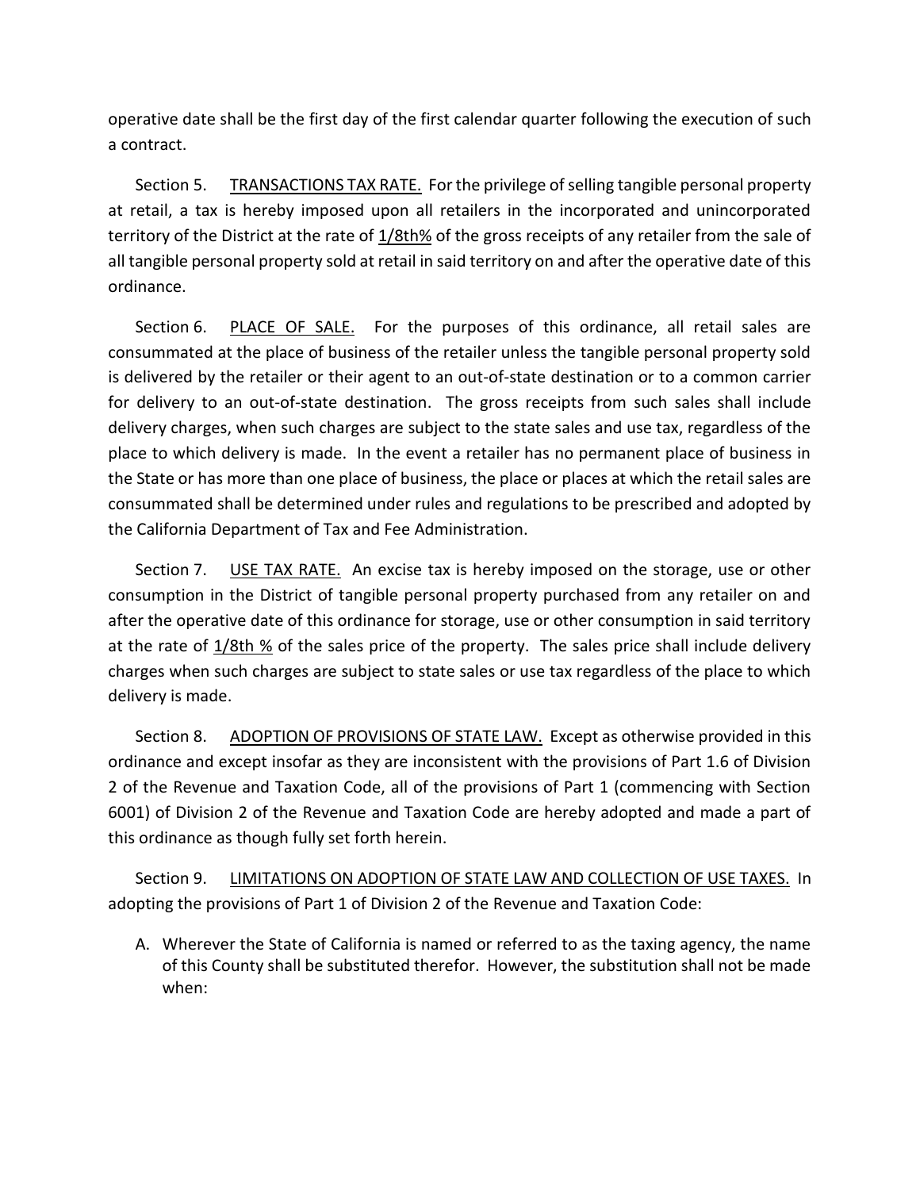operative date shall be the first day of the first calendar quarter following the execution of such a contract.

Section 5. TRANSACTIONS TAX RATE. For the privilege of selling tangible personal property at retail, a tax is hereby imposed upon all retailers in the incorporated and unincorporated territory of the District at the rate of 1/8th% of the gross receipts of any retailer from the sale of all tangible personal property sold at retail in said territory on and after the operative date of this ordinance.

Section 6. PLACE OF SALE. For the purposes of this ordinance, all retail sales are consummated at the place of business of the retailer unless the tangible personal property sold is delivered by the retailer or their agent to an out-of-state destination or to a common carrier for delivery to an out-of-state destination. The gross receipts from such sales shall include delivery charges, when such charges are subject to the state sales and use tax, regardless of the place to which delivery is made. In the event a retailer has no permanent place of business in the State or has more than one place of business, the place or places at which the retail sales are consummated shall be determined under rules and regulations to be prescribed and adopted by the California Department of Tax and Fee Administration.

Section 7. USE TAX RATE. An excise tax is hereby imposed on the storage, use or other consumption in the District of tangible personal property purchased from any retailer on and after the operative date of this ordinance for storage, use or other consumption in said territory at the rate of 1/8th % of the sales price of the property. The sales price shall include delivery charges when such charges are subject to state sales or use tax regardless of the place to which delivery is made.

Section 8. ADOPTION OF PROVISIONS OF STATE LAW. Except as otherwise provided in this ordinance and except insofar as they are inconsistent with the provisions of Part 1.6 of Division 2 of the Revenue and Taxation Code, all of the provisions of Part 1 (commencing with Section 6001) of Division 2 of the Revenue and Taxation Code are hereby adopted and made a part of this ordinance as though fully set forth herein.

Section 9. LIMITATIONS ON ADOPTION OF STATE LAW AND COLLECTION OF USE TAXES. In adopting the provisions of Part 1 of Division 2 of the Revenue and Taxation Code:

A. Wherever the State of California is named or referred to as the taxing agency, the name of this County shall be substituted therefor. However, the substitution shall not be made when: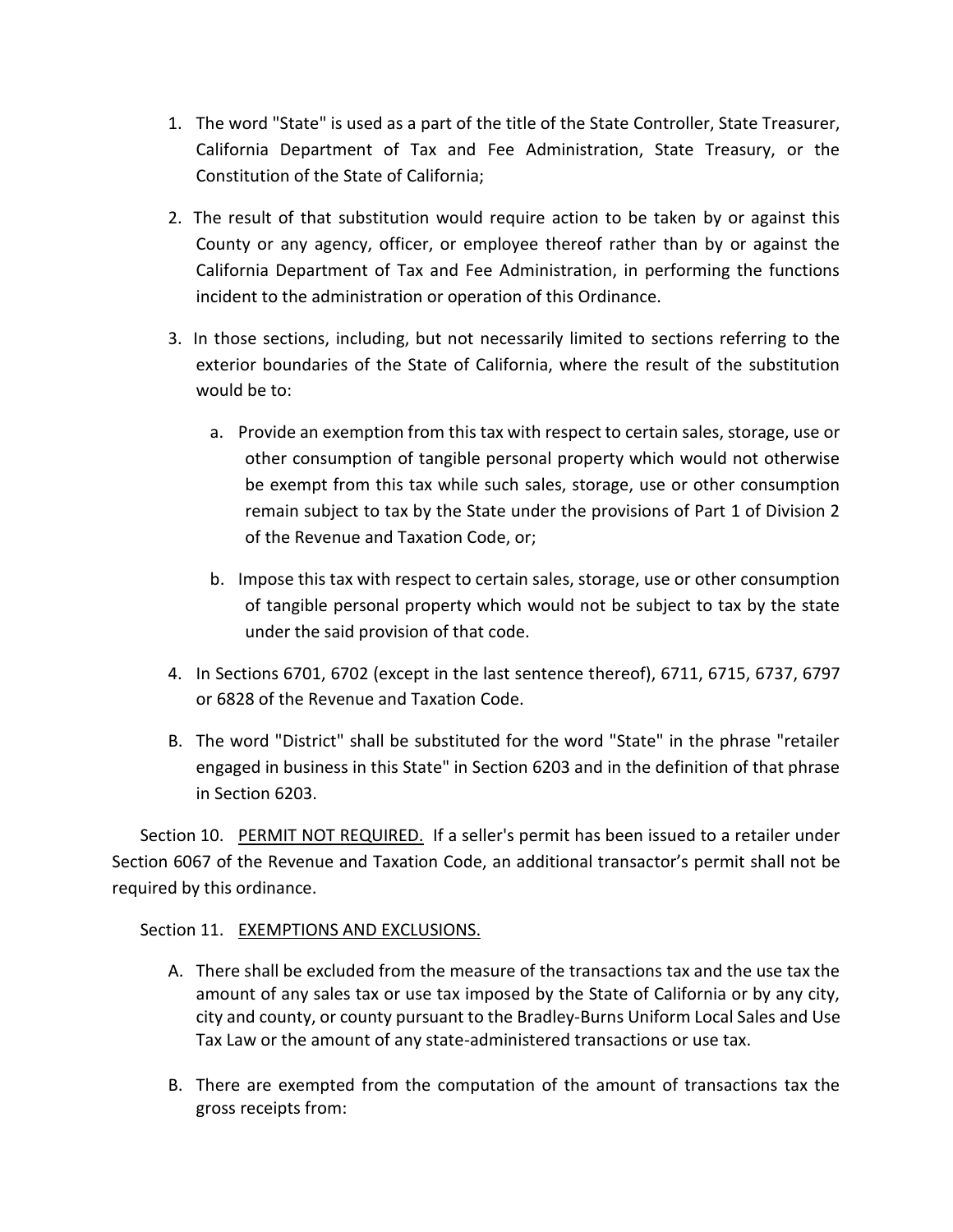1. The word "State" is used as a part of the title of the State Controller, State Treasurer, California Department of Tax and Fee Administration, State Treasury, or the Constitution of the State of California;

2. The result of that substitution would require action to be taken by or against this County or any agency, officer, or employee thereof rather than by or against the California Department of Tax and Fee Administration, in performing the functions incident to the administration or operation of this Ordinance.

3. In those sections, including, but not necessarily limited to sections referring to the exterior boundaries of the State of California, where the result of the substitution would be to:

   a. Provide an exemption from this tax with respect to certain sales, storage, use or other consumption of tangible personal property which would not otherwise be exempt from this tax while such sales, storage, use or other consumption remain subject to tax by the State under the provisions of Part 1 of Division 2 of the Revenue and Taxation Code, or;

   b. Impose this tax with respect to certain sales, storage, use or other consumption of tangible personal property which would not be subject to tax by the state under the said provision of that code.

4. In Sections 6701, 6702 (except in the last sentence thereof), 6711, 6715, 6737, 6797 or 6828 of the Revenue and Taxation Code.

B. The word "District" shall be substituted for the word "State" in the phrase "retailer engaged in business in this State" in Section 6203 and in the definition of that phrase in Section 6203.

Section 10. PERMIT NOT REQUIRED. If a seller's permit has been issued to a retailer under Section 6067 of the Revenue and Taxation Code, an additional transactor's permit shall not be required by this ordinance.

Section 11. EXEMPTIONS AND EXCLUSIONS.

A. There shall be excluded from the measure of the transactions tax and the use tax the amount of any sales tax or use tax imposed by the State of California or by any city, city and county, or county pursuant to the Bradley-Burns Uniform Local Sales and Use Tax Law or the amount of any state-administered transactions or use tax.

B. There are exempted from the computation of the amount of transactions tax the gross receipts from: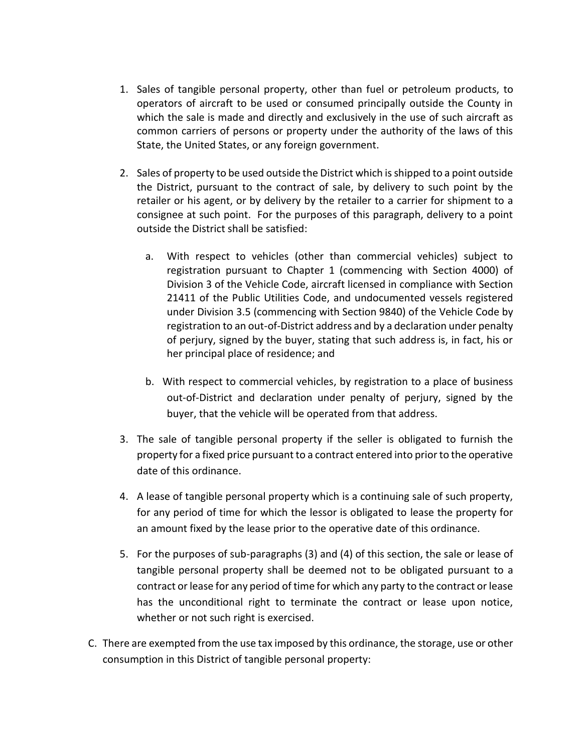1. Sales of tangible personal property, other than fuel or petroleum products, to operators of aircraft to be used or consumed principally outside the County in which the sale is made and directly and exclusively in the use of such aircraft as common carriers of persons or property under the authority of the laws of this State, the United States, or any foreign government.

2. Sales of property to be used outside the District which is shipped to a point outside the District, pursuant to the contract of sale, by delivery to such point by the retailer or his agent, or by delivery by the retailer to a carrier for shipment to a consignee at such point. For the purposes of this paragraph, delivery to a point outside the District shall be satisfied:

   a. With respect to vehicles (other than commercial vehicles) subject to registration pursuant to Chapter 1 (commencing with Section 4000) of Division 3 of the Vehicle Code, aircraft licensed in compliance with Section 21411 of the Public Utilities Code, and undocumented vessels registered under Division 3.5 (commencing with Section 9840) of the Vehicle Code by registration to an out-of-District address and by a declaration under penalty of perjury, signed by the buyer, stating that such address is, in fact, his or her principal place of residence; and

   b. With respect to commercial vehicles, by registration to a place of business out-of-District and declaration under penalty of perjury, signed by the buyer, that the vehicle will be operated from that address.

3. The sale of tangible personal property if the seller is obligated to furnish the property for a fixed price pursuant to a contract entered into prior to the operative date of this ordinance.

4. A lease of tangible personal property which is a continuing sale of such property, for any period of time for which the lessor is obligated to lease the property for an amount fixed by the lease prior to the operative date of this ordinance.

5. For the purposes of sub-paragraphs (3) and (4) of this section, the sale or lease of tangible personal property shall be deemed not to be obligated pursuant to a contract or lease for any period of time for which any party to the contract or lease has the unconditional right to terminate the contract or lease upon notice, whether or not such right is exercised.

C. There are exempted from the use tax imposed by this ordinance, the storage, use or other consumption in this District of tangible personal property: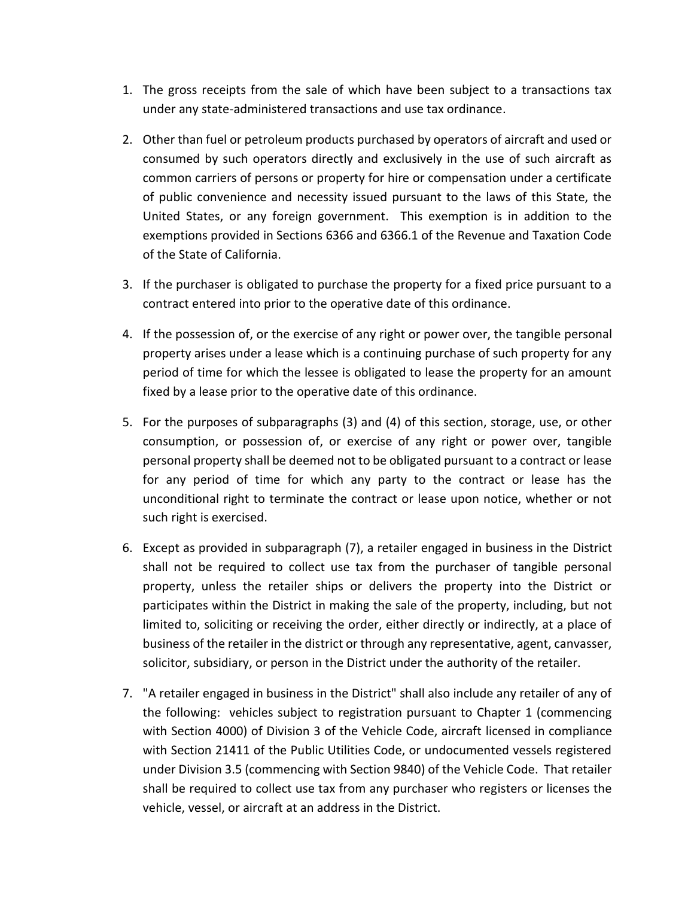1. The gross receipts from the sale of which have been subject to a transactions tax under any state-administered transactions and use tax ordinance.

2. Other than fuel or petroleum products purchased by operators of aircraft and used or consumed by such operators directly and exclusively in the use of such aircraft as common carriers of persons or property for hire or compensation under a certificate of public convenience and necessity issued pursuant to the laws of this State, the United States, or any foreign government. This exemption is in addition to the exemptions provided in Sections 6366 and 6366.1 of the Revenue and Taxation Code of the State of California.

3. If the purchaser is obligated to purchase the property for a fixed price pursuant to a contract entered into prior to the operative date of this ordinance.

4. If the possession of, or the exercise of any right or power over, the tangible personal property arises under a lease which is a continuing purchase of such property for any period of time for which the lessee is obligated to lease the property for an amount fixed by a lease prior to the operative date of this ordinance.

5. For the purposes of subparagraphs (3) and (4) of this section, storage, use, or other consumption, or possession of, or exercise of any right or power over, tangible personal property shall be deemed not to be obligated pursuant to a contract or lease for any period of time for which any party to the contract or lease has the unconditional right to terminate the contract or lease upon notice, whether or not such right is exercised.

6. Except as provided in subparagraph (7), a retailer engaged in business in the District shall not be required to collect use tax from the purchaser of tangible personal property, unless the retailer ships or delivers the property into the District or participates within the District in making the sale of the property, including, but not limited to, soliciting or receiving the order, either directly or indirectly, at a place of business of the retailer in the district or through any representative, agent, canvasser, solicitor, subsidiary, or person in the District under the authority of the retailer.

7. "A retailer engaged in business in the District" shall also include any retailer of any of the following: vehicles subject to registration pursuant to Chapter 1 (commencing with Section 4000) of Division 3 of the Vehicle Code, aircraft licensed in compliance with Section 21411 of the Public Utilities Code, or undocumented vessels registered under Division 3.5 (commencing with Section 9840) of the Vehicle Code. That retailer shall be required to collect use tax from any purchaser who registers or licenses the vehicle, vessel, or aircraft at an address in the District.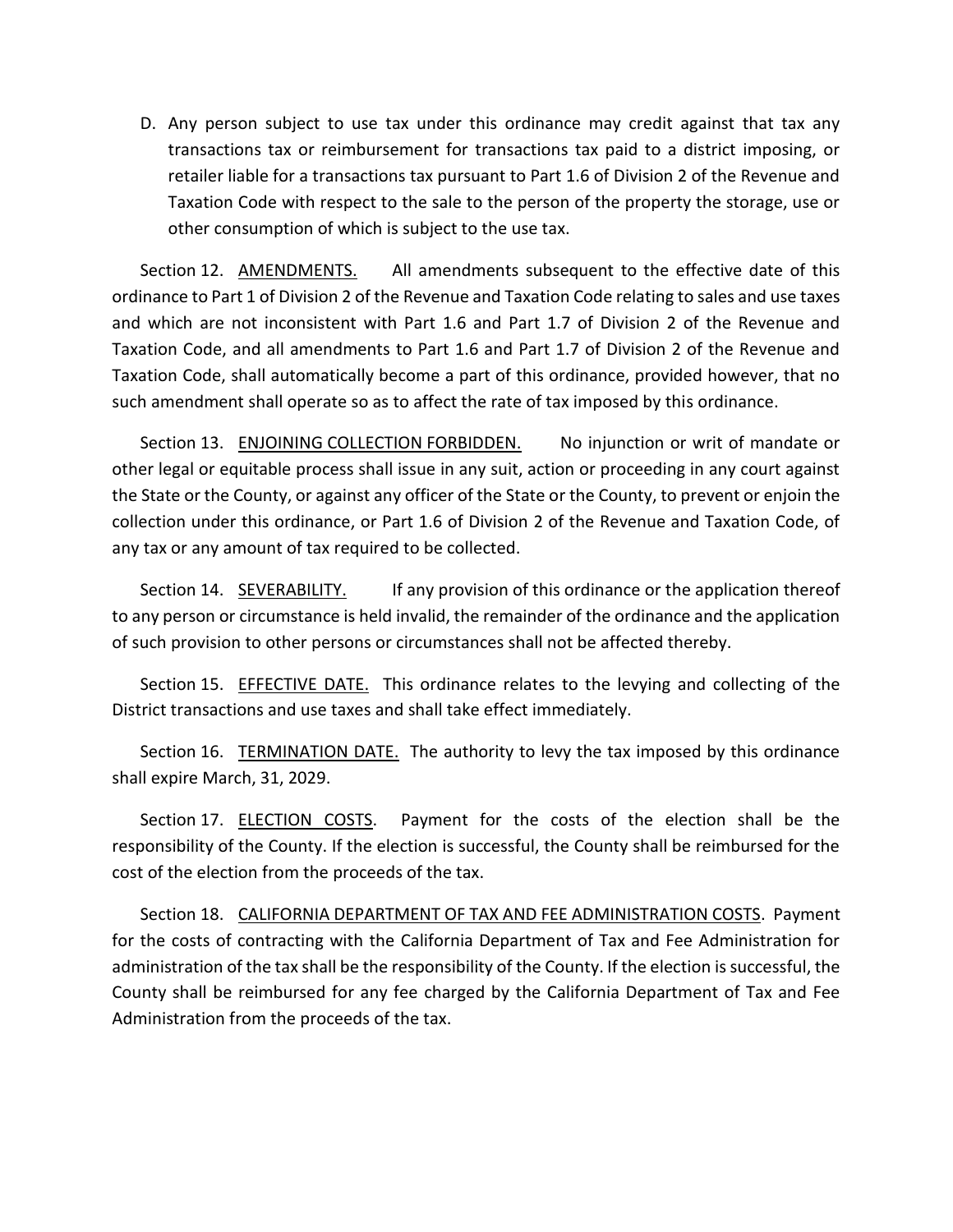D. Any person subject to use tax under this ordinance may credit against that tax any transactions tax or reimbursement for transactions tax paid to a district imposing, or retailer liable for a transactions tax pursuant to Part 1.6 of Division 2 of the Revenue and Taxation Code with respect to the sale to the person of the property the storage, use or other consumption of which is subject to the use tax.

Section 12. AMENDMENTS. All amendments subsequent to the effective date of this ordinance to Part 1 of Division 2 of the Revenue and Taxation Code relating to sales and use taxes and which are not inconsistent with Part 1.6 and Part 1.7 of Division 2 of the Revenue and Taxation Code, and all amendments to Part 1.6 and Part 1.7 of Division 2 of the Revenue and Taxation Code, shall automatically become a part of this ordinance, provided however, that no such amendment shall operate so as to affect the rate of tax imposed by this ordinance.

Section 13. ENJOINING COLLECTION FORBIDDEN. No injunction or writ of mandate or other legal or equitable process shall issue in any suit, action or proceeding in any court against the State or the County, or against any officer of the State or the County, to prevent or enjoin the collection under this ordinance, or Part 1.6 of Division 2 of the Revenue and Taxation Code, of any tax or any amount of tax required to be collected.

Section 14. SEVERABILITY. If any provision of this ordinance or the application thereof to any person or circumstance is held invalid, the remainder of the ordinance and the application of such provision to other persons or circumstances shall not be affected thereby.

Section 15. EFFECTIVE DATE. This ordinance relates to the levying and collecting of the District transactions and use taxes and shall take effect immediately.

Section 16. TERMINATION DATE. The authority to levy the tax imposed by this ordinance shall expire March, 31, 2029.

Section 17. ELECTION COSTS. Payment for the costs of the election shall be the responsibility of the County. If the election is successful, the County shall be reimbursed for the cost of the election from the proceeds of the tax.

Section 18. CALIFORNIA DEPARTMENT OF TAX AND FEE ADMINISTRATION COSTS. Payment for the costs of contracting with the California Department of Tax and Fee Administration for administration of the tax shall be the responsibility of the County. If the election is successful, the County shall be reimbursed for any fee charged by the California Department of Tax and Fee Administration from the proceeds of the tax.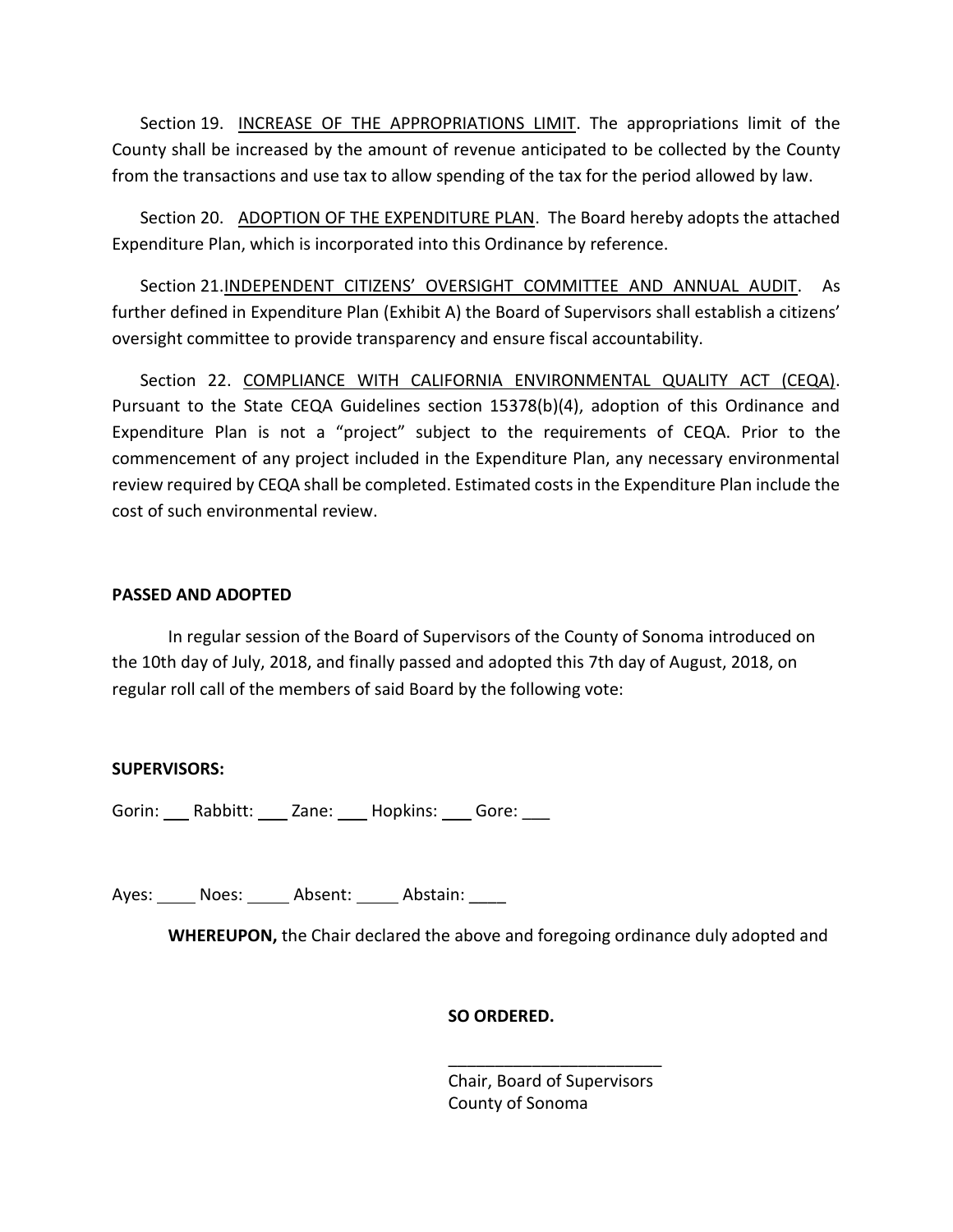Section 19. INCREASE OF THE APPROPRIATIONS LIMIT. The appropriations limit of the County shall be increased by the amount of revenue anticipated to be collected by the County from the transactions and use tax to allow spending of the tax for the period allowed by law.

Section 20. ADOPTION OF THE EXPENDITURE PLAN. The Board hereby adopts the attached Expenditure Plan, which is incorporated into this Ordinance by reference.

Section 21. INDEPENDENT CITIZENS' OVERSIGHT COMMITTEE AND ANNUAL AUDIT. As further defined in Expenditure Plan (Exhibit A) the Board of Supervisors shall establish a citizens' oversight committee to provide transparency and ensure fiscal accountability.

Section 22. COMPLIANCE WITH CALIFORNIA ENVIRONMENTAL QUALITY ACT (CEQA). Pursuant to the State CEQA Guidelines section 15378(b)(4), adoption of this Ordinance and Expenditure Plan is not a "project" subject to the requirements of CEQA. Prior to the commencement of any project included in the Expenditure Plan, any necessary environmental review required by CEQA shall be completed. Estimated costs in the Expenditure Plan include the cost of such environmental review.

**PASSED AND ADOPTED**

In regular session of the Board of Supervisors of the County of Sonoma introduced on the 10th day of July, 2018, and finally passed and adopted this 7th day of August, 2018, on regular roll call of the members of said Board by the following vote:

**SUPERVISORS:**

Gorin: ___ Rabbitt: ___ Zane: ___ Hopkins: ___ Gore: ___

Ayes: _____ Noes: _____ Absent: _____ Abstain: ____

**WHEREUPON,** the Chair declared the above and foregoing ordinance duly adopted and

**SO ORDERED.**

_______________________
Chair, Board of Supervisors
County of Sonoma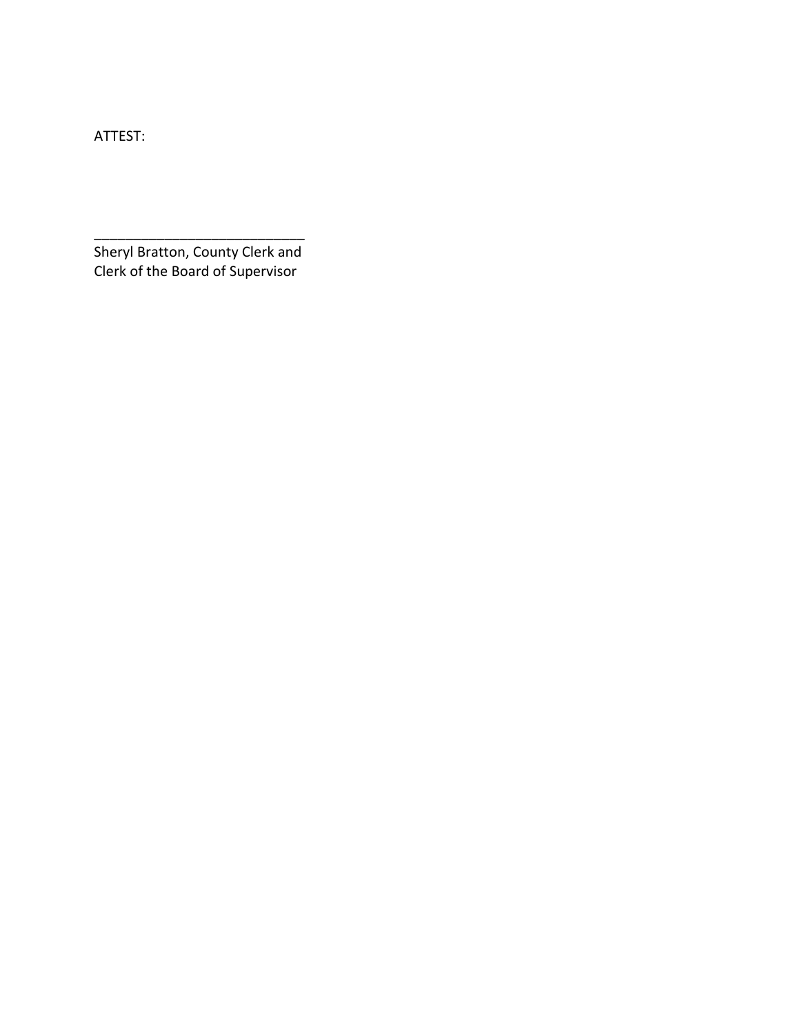ATTEST:

___________________________
Sheryl Bratton, County Clerk and
Clerk of the Board of Supervisor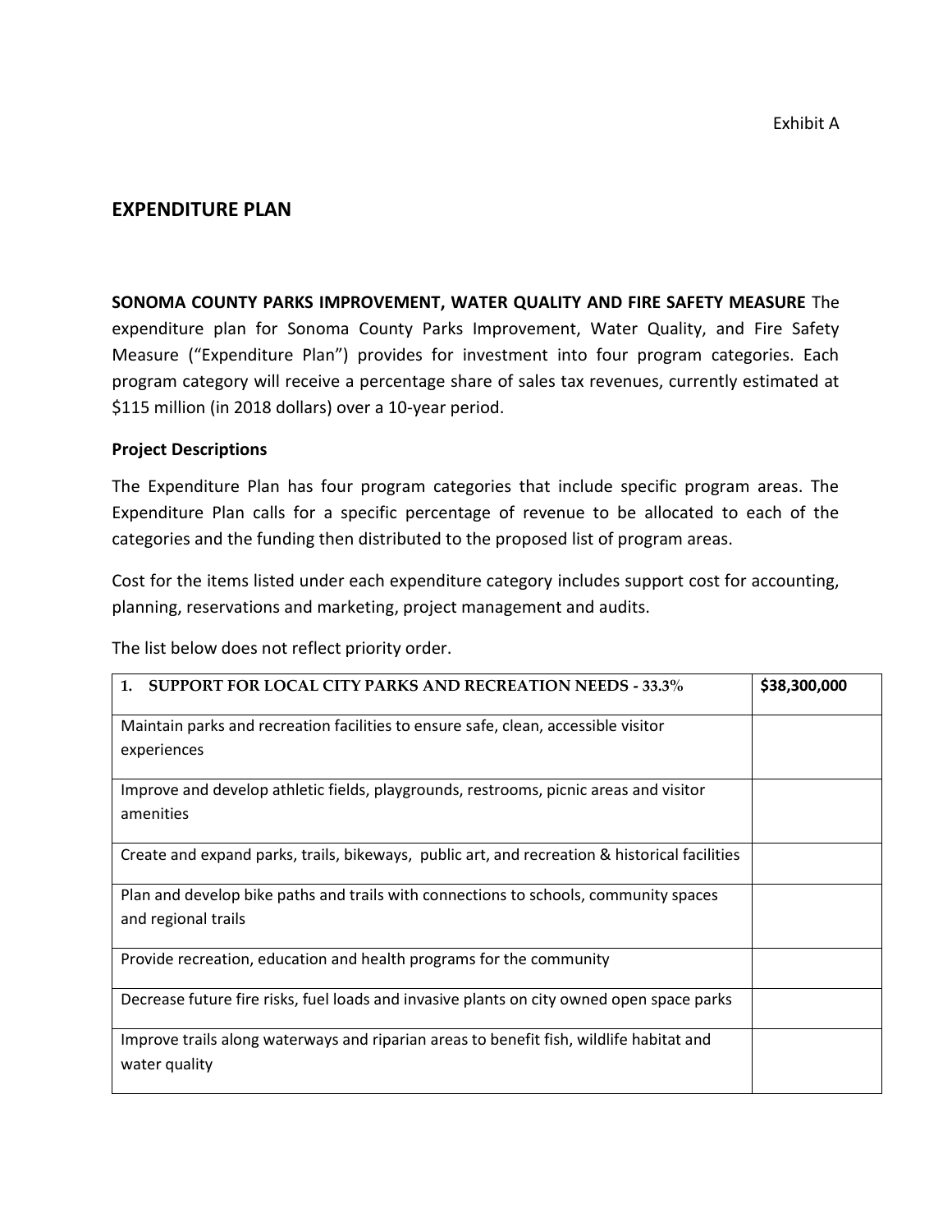Exhibit A

## EXPENDITURE PLAN

**SONOMA COUNTY PARKS IMPROVEMENT, WATER QUALITY AND FIRE SAFETY MEASURE** The expenditure plan for Sonoma County Parks Improvement, Water Quality, and Fire Safety Measure ("Expenditure Plan") provides for investment into four program categories. Each program category will receive a percentage share of sales tax revenues, currently estimated at $115 million (in 2018 dollars) over a 10-year period.

**Project Descriptions**

The Expenditure Plan has four program categories that include specific program areas. The Expenditure Plan calls for a specific percentage of revenue to be allocated to each of the categories and the funding then distributed to the proposed list of program areas.

Cost for the items listed under each expenditure category includes support cost for accounting, planning, reservations and marketing, project management and audits.

The list below does not reflect priority order.

| 1. SUPPORT FOR LOCAL CITY PARKS AND RECREATION NEEDS - 33.3% | $38,300,000 |
|---|---|
| Maintain parks and recreation facilities to ensure safe, clean, accessible visitor experiences | |
| Improve and develop athletic fields, playgrounds, restrooms, picnic areas and visitor amenities | |
| Create and expand parks, trails, bikeways, public art, and recreation & historical facilities | |
| Plan and develop bike paths and trails with connections to schools, community spaces and regional trails | |
| Provide recreation, education and health programs for the community | |
| Decrease future fire risks, fuel loads and invasive plants on city owned open space parks | |
| Improve trails along waterways and riparian areas to benefit fish, wildlife habitat and water quality | |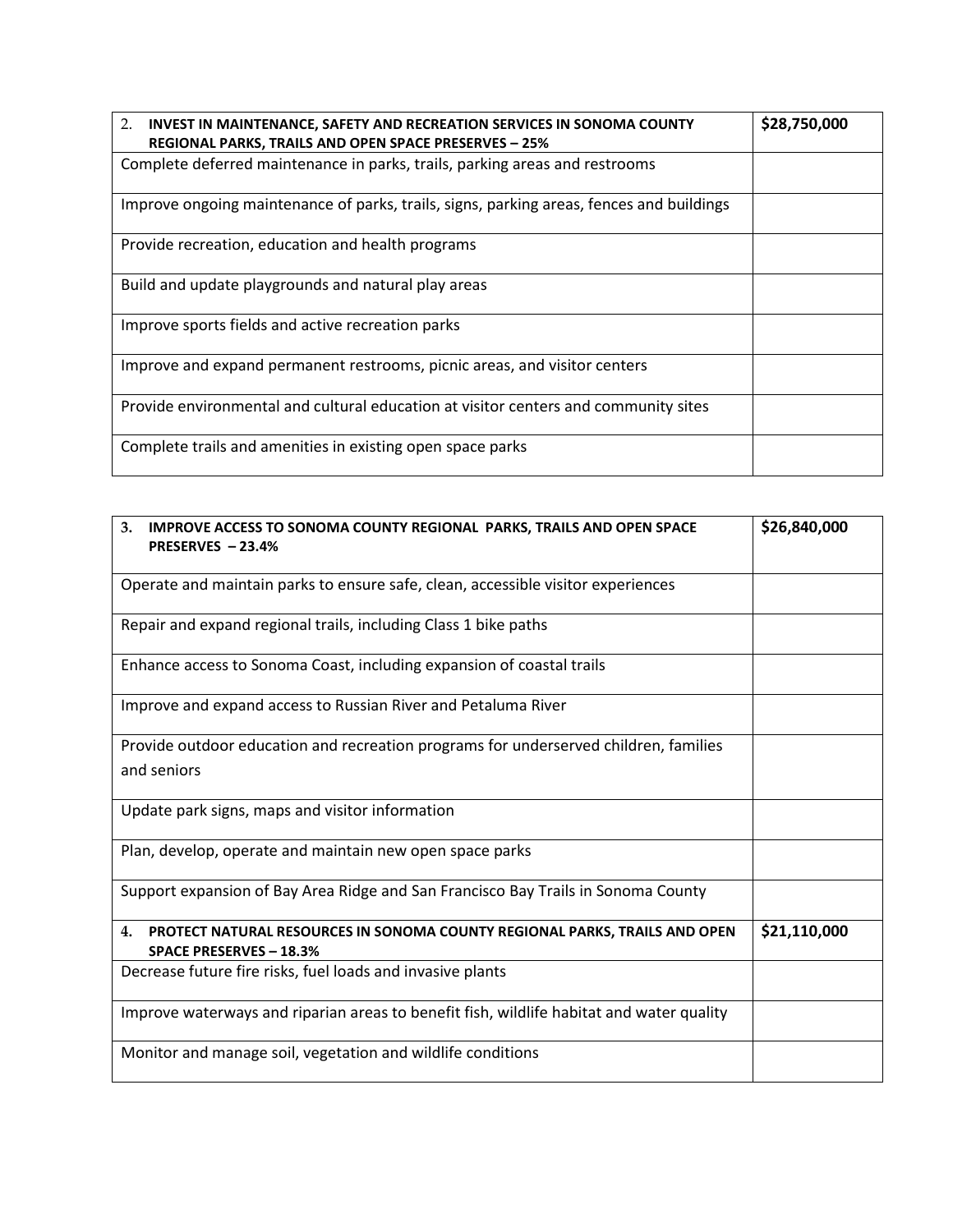| 2. **INVEST IN MAINTENANCE, SAFETY AND RECREATION SERVICES IN SONOMA COUNTY REGIONAL PARKS, TRAILS AND OPEN SPACE PRESERVES – 25%** | **$28,750,000** |
|---|---|
| Complete deferred maintenance in parks, trails, parking areas and restrooms | |
| Improve ongoing maintenance of parks, trails, signs, parking areas, fences and buildings | |
| Provide recreation, education and health programs | |
| Build and update playgrounds and natural play areas | |
| Improve sports fields and active recreation parks | |
| Improve and expand permanent restrooms, picnic areas, and visitor centers | |
| Provide environmental and cultural education at visitor centers and community sites | |
| Complete trails and amenities in existing open space parks | |

| 3. **IMPROVE ACCESS TO SONOMA COUNTY REGIONAL PARKS, TRAILS AND OPEN SPACE PRESERVES – 23.4%** | **$26,840,000** |
|---|---|
| Operate and maintain parks to ensure safe, clean, accessible visitor experiences | |
| Repair and expand regional trails, including Class 1 bike paths | |
| Enhance access to Sonoma Coast, including expansion of coastal trails | |
| Improve and expand access to Russian River and Petaluma River | |
| Provide outdoor education and recreation programs for underserved children, families and seniors | |
| Update park signs, maps and visitor information | |
| Plan, develop, operate and maintain new open space parks | |
| Support expansion of Bay Area Ridge and San Francisco Bay Trails in Sonoma County | |
| 4. **PROTECT NATURAL RESOURCES IN SONOMA COUNTY REGIONAL PARKS, TRAILS AND OPEN SPACE PRESERVES – 18.3%** | **$21,110,000** |
| Decrease future fire risks, fuel loads and invasive plants | |
| Improve waterways and riparian areas to benefit fish, wildlife habitat and water quality | |
| Monitor and manage soil, vegetation and wildlife conditions | |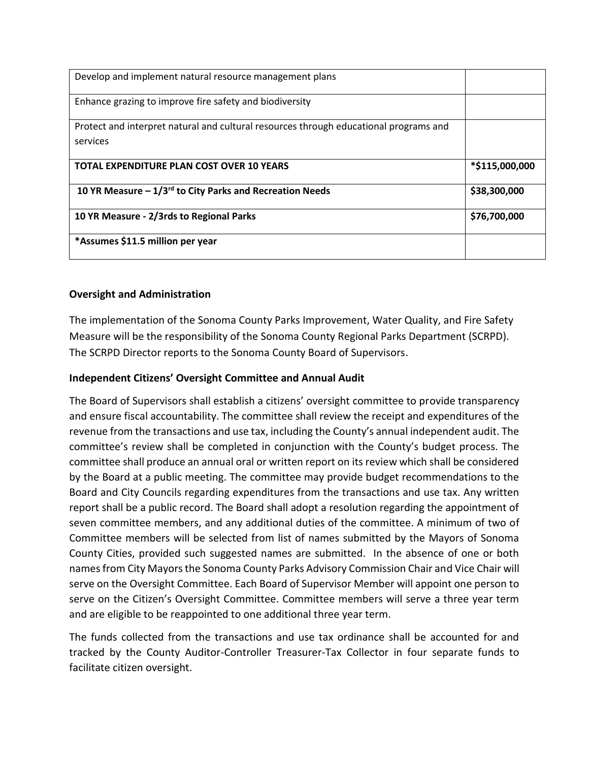| Develop and implement natural resource management plans | |
|---|---|
| Enhance grazing to improve fire safety and biodiversity | |
| Protect and interpret natural and cultural resources through educational programs and services | |
| **TOTAL EXPENDITURE PLAN COST OVER 10 YEARS** | **\*$115,000,000** |
| **10 YR Measure – 1/3rd to City Parks and Recreation Needs** | **$38,300,000** |
| **10 YR Measure - 2/3rds to Regional Parks** | **$76,700,000** |
| **\*Assumes $11.5 million per year** | |

**Oversight and Administration**

The implementation of the Sonoma County Parks Improvement, Water Quality, and Fire Safety Measure will be the responsibility of the Sonoma County Regional Parks Department (SCRPD). The SCRPD Director reports to the Sonoma County Board of Supervisors.

**Independent Citizens' Oversight Committee and Annual Audit**

The Board of Supervisors shall establish a citizens' oversight committee to provide transparency and ensure fiscal accountability. The committee shall review the receipt and expenditures of the revenue from the transactions and use tax, including the County's annual independent audit. The committee's review shall be completed in conjunction with the County's budget process. The committee shall produce an annual oral or written report on its review which shall be considered by the Board at a public meeting. The committee may provide budget recommendations to the Board and City Councils regarding expenditures from the transactions and use tax. Any written report shall be a public record. The Board shall adopt a resolution regarding the appointment of seven committee members, and any additional duties of the committee. A minimum of two of Committee members will be selected from list of names submitted by the Mayors of Sonoma County Cities, provided such suggested names are submitted. In the absence of one or both names from City Mayors the Sonoma County Parks Advisory Commission Chair and Vice Chair will serve on the Oversight Committee. Each Board of Supervisor Member will appoint one person to serve on the Citizen's Oversight Committee. Committee members will serve a three year term and are eligible to be reappointed to one additional three year term.

The funds collected from the transactions and use tax ordinance shall be accounted for and tracked by the County Auditor-Controller Treasurer-Tax Collector in four separate funds to facilitate citizen oversight.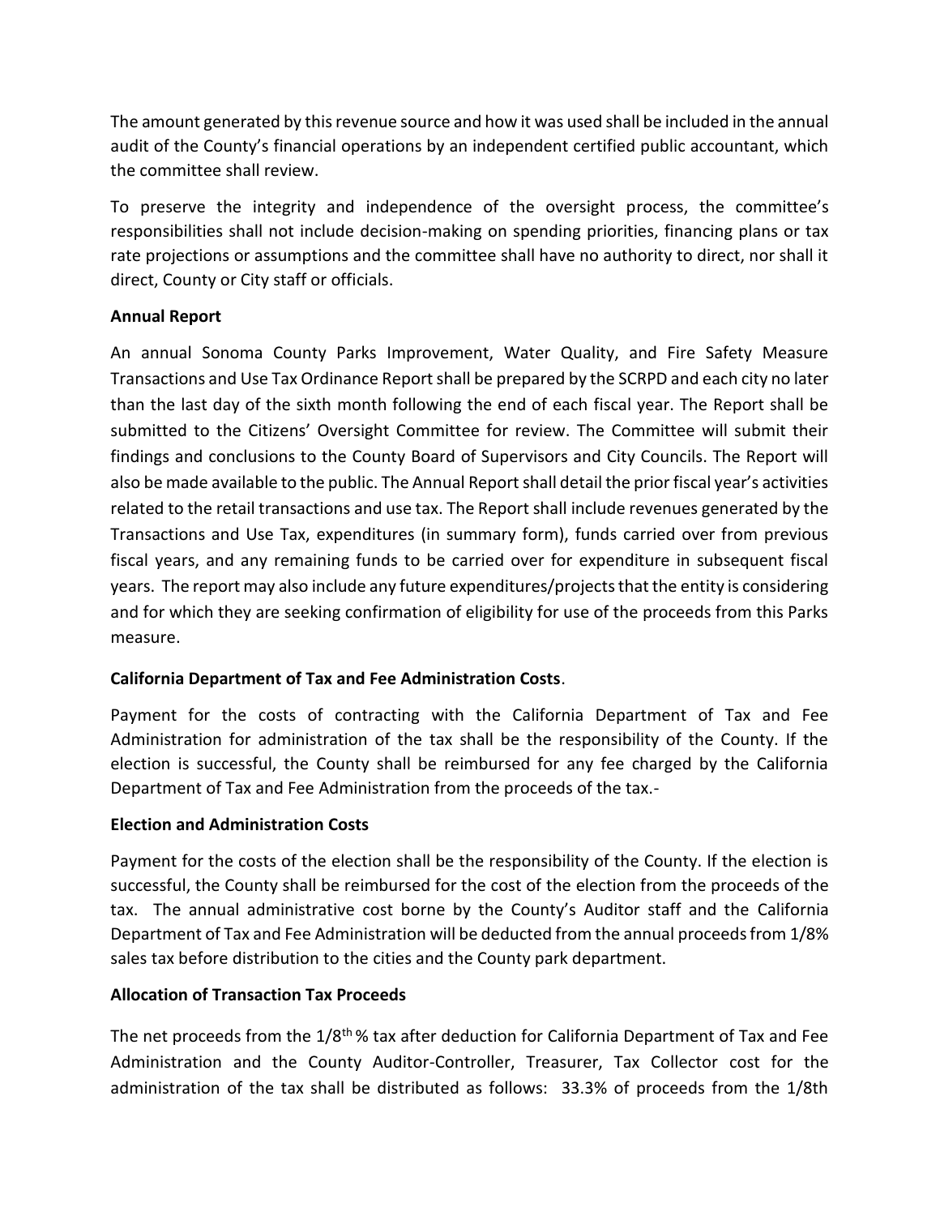The amount generated by this revenue source and how it was used shall be included in the annual audit of the County's financial operations by an independent certified public accountant, which the committee shall review.

To preserve the integrity and independence of the oversight process, the committee's responsibilities shall not include decision-making on spending priorities, financing plans or tax rate projections or assumptions and the committee shall have no authority to direct, nor shall it direct, County or City staff or officials.

**Annual Report**

An annual Sonoma County Parks Improvement, Water Quality, and Fire Safety Measure Transactions and Use Tax Ordinance Report shall be prepared by the SCRPD and each city no later than the last day of the sixth month following the end of each fiscal year. The Report shall be submitted to the Citizens' Oversight Committee for review. The Committee will submit their findings and conclusions to the County Board of Supervisors and City Councils. The Report will also be made available to the public. The Annual Report shall detail the prior fiscal year's activities related to the retail transactions and use tax. The Report shall include revenues generated by the Transactions and Use Tax, expenditures (in summary form), funds carried over from previous fiscal years, and any remaining funds to be carried over for expenditure in subsequent fiscal years. The report may also include any future expenditures/projects that the entity is considering and for which they are seeking confirmation of eligibility for use of the proceeds from this Parks measure.

**California Department of Tax and Fee Administration Costs**.

Payment for the costs of contracting with the California Department of Tax and Fee Administration for administration of the tax shall be the responsibility of the County. If the election is successful, the County shall be reimbursed for any fee charged by the California Department of Tax and Fee Administration from the proceeds of the tax.-

**Election and Administration Costs**

Payment for the costs of the election shall be the responsibility of the County. If the election is successful, the County shall be reimbursed for the cost of the election from the proceeds of the tax. The annual administrative cost borne by the County's Auditor staff and the California Department of Tax and Fee Administration will be deducted from the annual proceeds from 1/8% sales tax before distribution to the cities and the County park department.

**Allocation of Transaction Tax Proceeds**

The net proceeds from the 1/8th % tax after deduction for California Department of Tax and Fee Administration and the County Auditor-Controller, Treasurer, Tax Collector cost for the administration of the tax shall be distributed as follows: 33.3% of proceeds from the 1/8th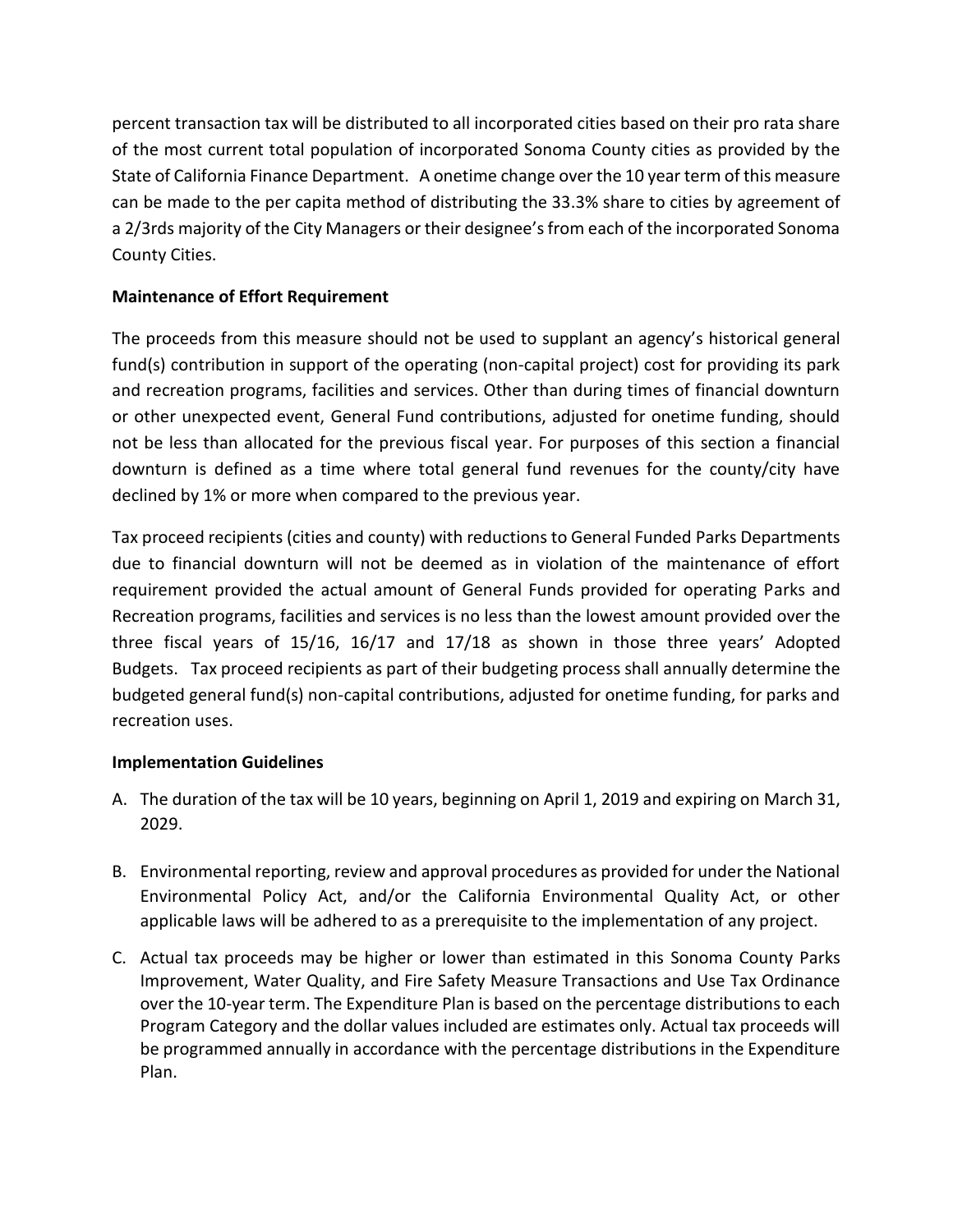percent transaction tax will be distributed to all incorporated cities based on their pro rata share of the most current total population of incorporated Sonoma County cities as provided by the State of California Finance Department. A onetime change over the 10 year term of this measure can be made to the per capita method of distributing the 33.3% share to cities by agreement of a 2/3rds majority of the City Managers or their designee's from each of the incorporated Sonoma County Cities.

**Maintenance of Effort Requirement**

The proceeds from this measure should not be used to supplant an agency's historical general fund(s) contribution in support of the operating (non-capital project) cost for providing its park and recreation programs, facilities and services. Other than during times of financial downturn or other unexpected event, General Fund contributions, adjusted for onetime funding, should not be less than allocated for the previous fiscal year. For purposes of this section a financial downturn is defined as a time where total general fund revenues for the county/city have declined by 1% or more when compared to the previous year.

Tax proceed recipients (cities and county) with reductions to General Funded Parks Departments due to financial downturn will not be deemed as in violation of the maintenance of effort requirement provided the actual amount of General Funds provided for operating Parks and Recreation programs, facilities and services is no less than the lowest amount provided over the three fiscal years of 15/16, 16/17 and 17/18 as shown in those three years' Adopted Budgets. Tax proceed recipients as part of their budgeting process shall annually determine the budgeted general fund(s) non-capital contributions, adjusted for onetime funding, for parks and recreation uses.

**Implementation Guidelines**

A. The duration of the tax will be 10 years, beginning on April 1, 2019 and expiring on March 31, 2029.

B. Environmental reporting, review and approval procedures as provided for under the National Environmental Policy Act, and/or the California Environmental Quality Act, or other applicable laws will be adhered to as a prerequisite to the implementation of any project.

C. Actual tax proceeds may be higher or lower than estimated in this Sonoma County Parks Improvement, Water Quality, and Fire Safety Measure Transactions and Use Tax Ordinance over the 10-year term. The Expenditure Plan is based on the percentage distributions to each Program Category and the dollar values included are estimates only. Actual tax proceeds will be programmed annually in accordance with the percentage distributions in the Expenditure Plan.